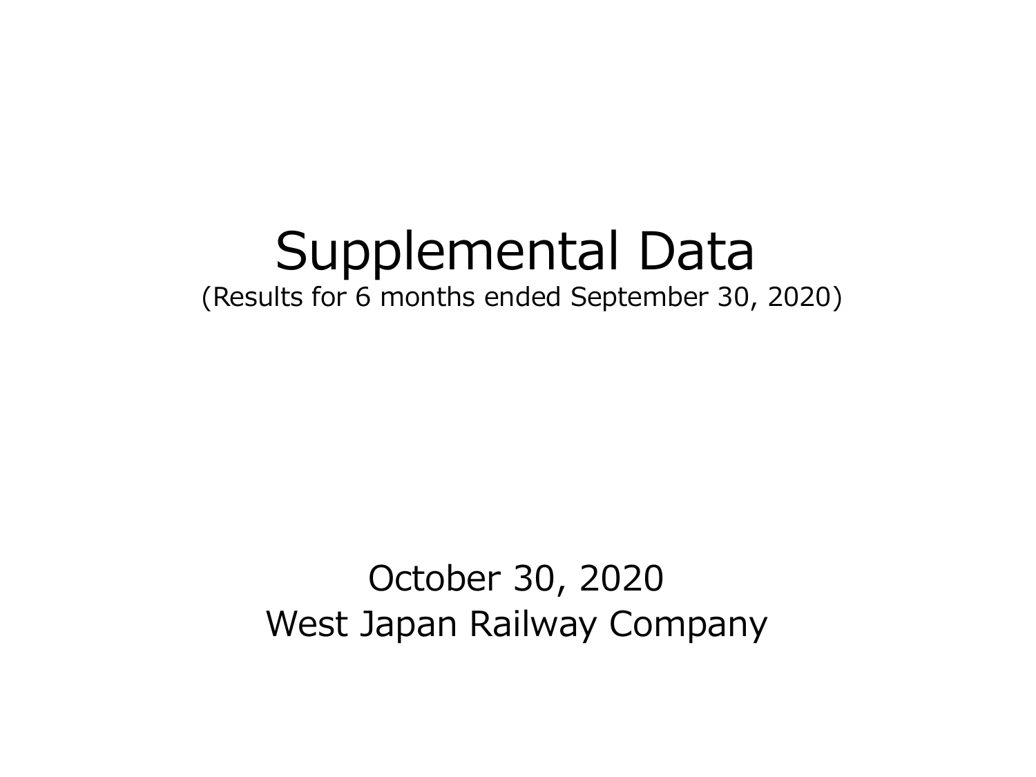# Supplemental Data

(Results for 6 months ended September 30, 2020)

October 30, 2020

West Japan Railway Company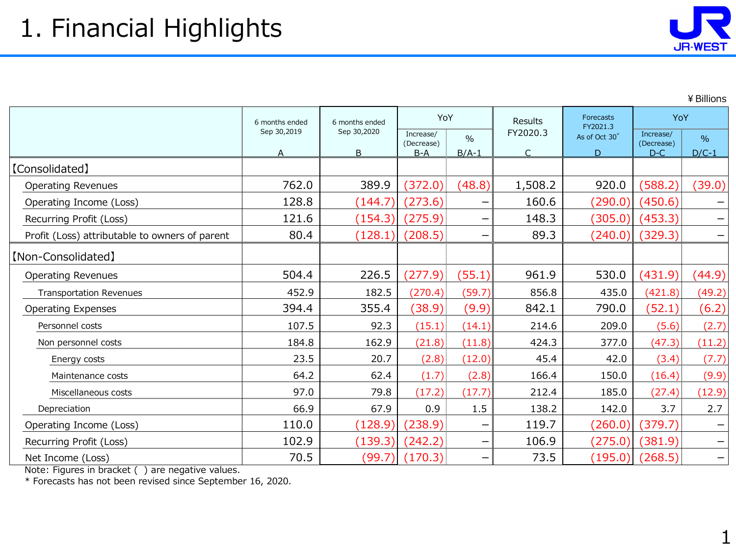# 1. Financial Highlights

¥Billions

| | 6 months ended Sep 30,2019 | 6 months ended Sep 30,2020 | YoY | | Results FY2020.3 | Forecasts FY2021.3 As of Oct 30* | YoY | |
|---|---|---|---|---|---|---|---|---|
| | A | B | Increase/(Decrease) B-A | % B/A-1 | C | D | Increase/(Decrease) D-C | % D/C-1 |
| 【Consolidated】 | | | | | | | | |
| Operating Revenues | 762.0 | 389.9 | (372.0) | (48.8) | 1,508.2 | 920.0 | (588.2) | (39.0) |
| Operating Income (Loss) | 128.8 | (144.7) | (273.6) | – | 160.6 | (290.0) | (450.6) | – |
| Recurring Profit (Loss) | 121.6 | (154.3) | (275.9) | – | 148.3 | (305.0) | (453.3) | – |
| Profit (Loss) attributable to owners of parent | 80.4 | (128.1) | (208.5) | – | 89.3 | (240.0) | (329.3) | – |
| 【Non-Consolidated】 | | | | | | | | |
| Operating Revenues | 504.4 | 226.5 | (277.9) | (55.1) | 961.9 | 530.0 | (431.9) | (44.9) |
| Transportation Revenues | 452.9 | 182.5 | (270.4) | (59.7) | 856.8 | 435.0 | (421.8) | (49.2) |
| Operating Expenses | 394.4 | 355.4 | (38.9) | (9.9) | 842.1 | 790.0 | (52.1) | (6.2) |
| Personnel costs | 107.5 | 92.3 | (15.1) | (14.1) | 214.6 | 209.0 | (5.6) | (2.7) |
| Non personnel costs | 184.8 | 162.9 | (21.8) | (11.8) | 424.3 | 377.0 | (47.3) | (11.2) |
| Energy costs | 23.5 | 20.7 | (2.8) | (12.0) | 45.4 | 42.0 | (3.4) | (7.7) |
| Maintenance costs | 64.2 | 62.4 | (1.7) | (2.8) | 166.4 | 150.0 | (16.4) | (9.9) |
| Miscellaneous costs | 97.0 | 79.8 | (17.2) | (17.7) | 212.4 | 185.0 | (27.4) | (12.9) |
| Depreciation | 66.9 | 67.9 | 0.9 | 1.5 | 138.2 | 142.0 | 3.7 | 2.7 |
| Operating Income (Loss) | 110.0 | (128.9) | (238.9) | – | 119.7 | (260.0) | (379.7) | – |
| Recurring Profit (Loss) | 102.9 | (139.3) | (242.2) | – | 106.9 | (275.0) | (381.9) | – |
| Net Income (Loss) | 70.5 | (99.7) | (170.3) | – | 73.5 | (195.0) | (268.5) | – |

Note: Figures in bracket ( ) are negative values.
\* Forecasts has not been revised since September 16, 2020.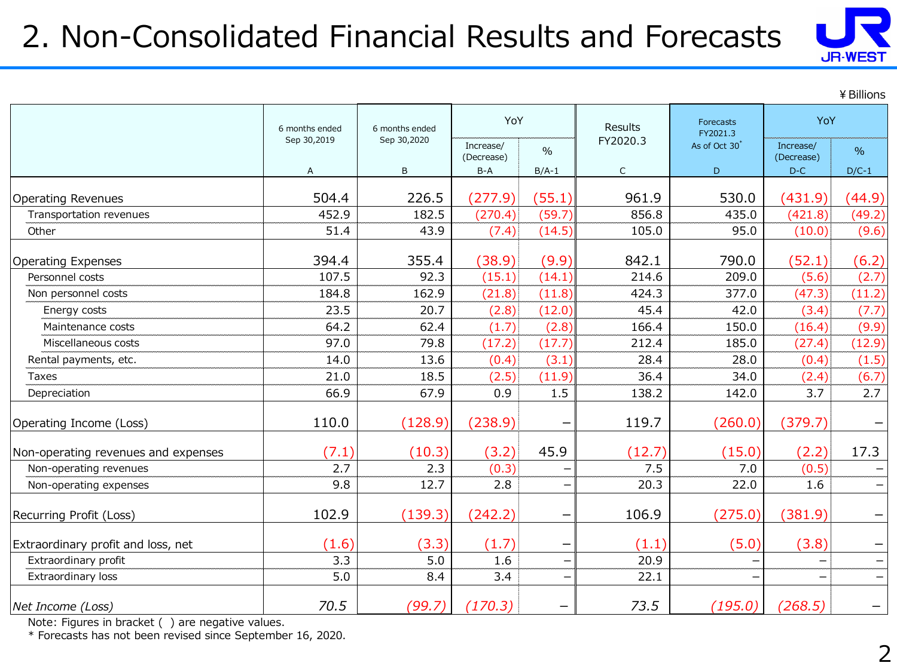# 2. Non-Consolidated Financial Results and Forecasts

¥Billions

| | 6 months ended Sep 30,2019 | 6 months ended Sep 30,2020 | YoY | | Results FY2020.3 | Forecasts FY2021.3 As of Oct 30* | YoY | |
|---|---|---|---|---|---|---|---|---|
| | | | Increase/ (Decrease) | % | | | Increase/ (Decrease) | % |
| | A | B | B-A | B/A-1 | C | D | D-C | D/C-1 |
| Operating Revenues | 504.4 | 226.5 | (277.9) | (55.1) | 961.9 | 530.0 | (431.9) | (44.9) |
| Transportation revenues | 452.9 | 182.5 | (270.4) | (59.7) | 856.8 | 435.0 | (421.8) | (49.2) |
| Other | 51.4 | 43.9 | (7.4) | (14.5) | 105.0 | 95.0 | (10.0) | (9.6) |
| Operating Expenses | 394.4 | 355.4 | (38.9) | (9.9) | 842.1 | 790.0 | (52.1) | (6.2) |
| Personnel costs | 107.5 | 92.3 | (15.1) | (14.1) | 214.6 | 209.0 | (5.6) | (2.7) |
| Non personnel costs | 184.8 | 162.9 | (21.8) | (11.8) | 424.3 | 377.0 | (47.3) | (11.2) |
| Energy costs | 23.5 | 20.7 | (2.8) | (12.0) | 45.4 | 42.0 | (3.4) | (7.7) |
| Maintenance costs | 64.2 | 62.4 | (1.7) | (2.8) | 166.4 | 150.0 | (16.4) | (9.9) |
| Miscellaneous costs | 97.0 | 79.8 | (17.2) | (17.7) | 212.4 | 185.0 | (27.4) | (12.9) |
| Rental payments, etc. | 14.0 | 13.6 | (0.4) | (3.1) | 28.4 | 28.0 | (0.4) | (1.5) |
| Taxes | 21.0 | 18.5 | (2.5) | (11.9) | 36.4 | 34.0 | (2.4) | (6.7) |
| Depreciation | 66.9 | 67.9 | 0.9 | 1.5 | 138.2 | 142.0 | 3.7 | 2.7 |
| Operating Income (Loss) | 110.0 | (128.9) | (238.9) | – | 119.7 | (260.0) | (379.7) | – |
| Non-operating revenues and expenses | (7.1) | (10.3) | (3.2) | 45.9 | (12.7) | (15.0) | (2.2) | 17.3 |
| Non-operating revenues | 2.7 | 2.3 | (0.3) | – | 7.5 | 7.0 | (0.5) | – |
| Non-operating expenses | 9.8 | 12.7 | 2.8 | – | 20.3 | 22.0 | 1.6 | – |
| Recurring Profit (Loss) | 102.9 | (139.3) | (242.2) | – | 106.9 | (275.0) | (381.9) | – |
| Extraordinary profit and loss, net | (1.6) | (3.3) | (1.7) | – | (1.1) | (5.0) | (3.8) | – |
| Extraordinary profit | 3.3 | 5.0 | 1.6 | – | 20.9 | – | – | – |
| Extraordinary loss | 5.0 | 8.4 | 3.4 | – | 22.1 | – | – | – |
| *Net Income (Loss)* | *70.5* | *(99.7)* | *(170.3)* | – | *73.5* | *(195.0)* | *(268.5)* | – |

Note: Figures in bracket ( ) are negative values.

* Forecasts has not been revised since September 16, 2020.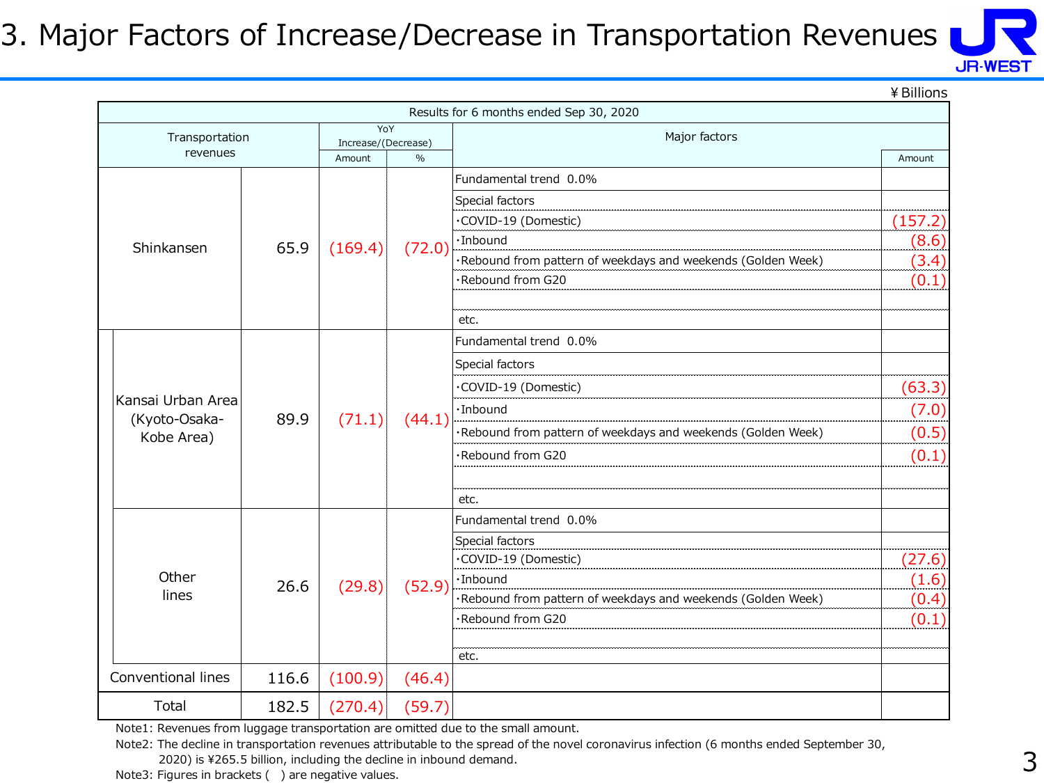# 3. Major Factors of Increase/Decrease in Transportation Revenues

¥Billions

| Transportation revenues | | | YoY Increase/(Decrease) Amount | YoY Increase/(Decrease) % | Major factors | Amount |
|---|---|---|---|---|---|---|
| | | | | | **Results for 6 months ended Sep 30, 2020** | |
| Shinkansen | | 65.9 | (169.4) | (72.0) | Fundamental trend 0.0% | |
| | | | | | Special factors | |
| | | | | | ・COVID-19 (Domestic) | (157.2) |
| | | | | | ・Inbound | (8.6) |
| | | | | | ・Rebound from pattern of weekdays and weekends (Golden Week) | (3.4) |
| | | | | | ・Rebound from G20 | (0.1) |
| | | | | | etc. | |
| | Kansai Urban Area (Kyoto-Osaka-Kobe Area) | 89.9 | (71.1) | (44.1) | Fundamental trend 0.0% | |
| | | | | | Special factors | |
| | | | | | ・COVID-19 (Domestic) | (63.3) |
| | | | | | ・Inbound | (7.0) |
| | | | | | ・Rebound from pattern of weekdays and weekends (Golden Week) | (0.5) |
| | | | | | ・Rebound from G20 | (0.1) |
| | | | | | etc. | |
| | Other lines | 26.6 | (29.8) | (52.9) | Fundamental trend 0.0% | |
| | | | | | Special factors | |
| | | | | | ・COVID-19 (Domestic) | (27.6) |
| | | | | | ・Inbound | (1.6) |
| | | | | | ・Rebound from pattern of weekdays and weekends (Golden Week) | (0.4) |
| | | | | | ・Rebound from G20 | (0.1) |
| | | | | | etc. | |
| Conventional lines | | 116.6 | (100.9) | (46.4) | | |
| Total | | 182.5 | (270.4) | (59.7) | | |

Note1: Revenues from luggage transportation are omitted due to the small amount.

Note2: The decline in transportation revenues attributable to the spread of the novel coronavirus infection (6 months ended September 30, 2020) is ¥265.5 billion, including the decline in inbound demand.

Note3: Figures in brackets ( ) are negative values.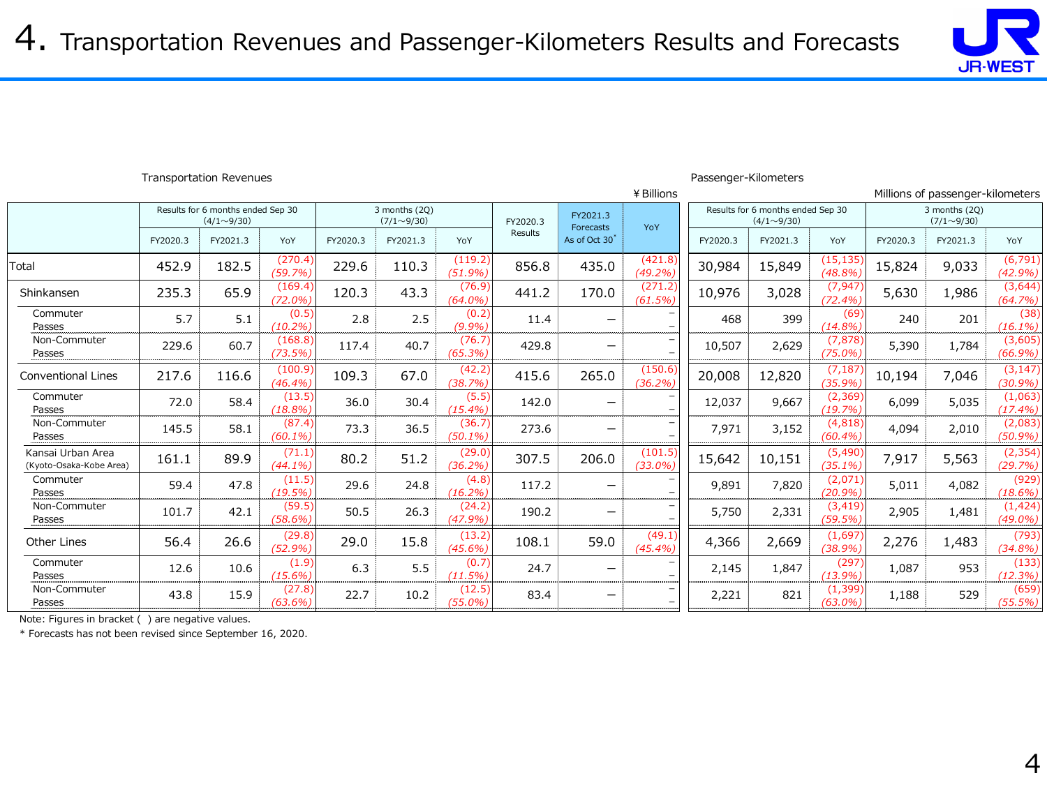# 4. Transportation Revenues and Passenger-Kilometers Results and Forecasts

Transportation Revenues

¥Billions

| | Results for 6 months ended Sep 30 (4/1～9/30) | | | 3 months (2Q) (7/1～9/30) | | | FY2020.3 Results | FY2021.3 Forecasts As of Oct 30* | YoY |
|---|---|---|---|---|---|---|---|---|---|
| | FY2020.3 | FY2021.3 | YoY | FY2020.3 | FY2021.3 | YoY | | | |
| Total | 452.9 | 182.5 | (270.4) (59.7%) | 229.6 | 110.3 | (119.2) (51.9%) | 856.8 | 435.0 | (421.8) (49.2%) |
| Shinkansen | 235.3 | 65.9 | (169.4) (72.0%) | 120.3 | 43.3 | (76.9) (64.0%) | 441.2 | 170.0 | (271.2) (61.5%) |
| Commuter Passes | 5.7 | 5.1 | (0.5) (10.2%) | 2.8 | 2.5 | (0.2) (9.9%) | 11.4 | – | – |
| Non-Commuter Passes | 229.6 | 60.7 | (168.8) (73.5%) | 117.4 | 40.7 | (76.7) (65.3%) | 429.8 | – | – |
| Conventional Lines | 217.6 | 116.6 | (100.9) (46.4%) | 109.3 | 67.0 | (42.2) (38.7%) | 415.6 | 265.0 | (150.6) (36.2%) |
| Commuter Passes | 72.0 | 58.4 | (13.5) (18.8%) | 36.0 | 30.4 | (5.5) (15.4%) | 142.0 | – | – |
| Non-Commuter Passes | 145.5 | 58.1 | (87.4) (60.1%) | 73.3 | 36.5 | (36.7) (50.1%) | 273.6 | – | – |
| Kansai Urban Area (Kyoto-Osaka-Kobe Area) | 161.1 | 89.9 | (71.1) (44.1%) | 80.2 | 51.2 | (29.0) (36.2%) | 307.5 | 206.0 | (101.5) (33.0%) |
| Commuter Passes | 59.4 | 47.8 | (11.5) (19.5%) | 29.6 | 24.8 | (4.8) (16.2%) | 117.2 | – | – |
| Non-Commuter Passes | 101.7 | 42.1 | (59.5) (58.6%) | 50.5 | 26.3 | (24.2) (47.9%) | 190.2 | – | – |
| Other Lines | 56.4 | 26.6 | (29.8) (52.9%) | 29.0 | 15.8 | (13.2) (45.6%) | 108.1 | 59.0 | (49.1) (45.4%) |
| Commuter Passes | 12.6 | 10.6 | (1.9) (15.6%) | 6.3 | 5.5 | (0.7) (11.5%) | 24.7 | – | – |
| Non-Commuter Passes | 43.8 | 15.9 | (27.8) (63.6%) | 22.7 | 10.2 | (12.5) (55.0%) | 83.4 | – | – |

Passenger-Kilometers

Millions of passenger-kilometers

| | Results for 6 months ended Sep 30 (4/1～9/30) | | | 3 months (2Q) (7/1～9/30) | | |
|---|---|---|---|---|---|---|
| | FY2020.3 | FY2021.3 | YoY | FY2020.3 | FY2021.3 | YoY |
| Total | 30,984 | 15,849 | (15,135) (48.8%) | 15,824 | 9,033 | (6,791) (42.9%) |
| Shinkansen | 10,976 | 3,028 | (7,947) (72.4%) | 5,630 | 1,986 | (3,644) (64.7%) |
| Commuter Passes | 468 | 399 | (69) (14.8%) | 240 | 201 | (38) (16.1%) |
| Non-Commuter Passes | 10,507 | 2,629 | (7,878) (75.0%) | 5,390 | 1,784 | (3,605) (66.9%) |
| Conventional Lines | 20,008 | 12,820 | (7,187) (35.9%) | 10,194 | 7,046 | (3,147) (30.9%) |
| Commuter Passes | 12,037 | 9,667 | (2,369) (19.7%) | 6,099 | 5,035 | (1,063) (17.4%) |
| Non-Commuter Passes | 7,971 | 3,152 | (4,818) (60.4%) | 4,094 | 2,010 | (2,083) (50.9%) |
| Kansai Urban Area (Kyoto-Osaka-Kobe Area) | 15,642 | 10,151 | (5,490) (35.1%) | 7,917 | 5,563 | (2,354) (29.7%) |
| Commuter Passes | 9,891 | 7,820 | (2,071) (20.9%) | 5,011 | 4,082 | (929) (18.6%) |
| Non-Commuter Passes | 5,750 | 2,331 | (3,419) (59.5%) | 2,905 | 1,481 | (1,424) (49.0%) |
| Other Lines | 4,366 | 2,669 | (1,697) (38.9%) | 2,276 | 1,483 | (793) (34.8%) |
| Commuter Passes | 2,145 | 1,847 | (297) (13.9%) | 1,087 | 953 | (133) (12.3%) |
| Non-Commuter Passes | 2,221 | 821 | (1,399) (63.0%) | 1,188 | 529 | (659) (55.5%) |

Note: Figures in bracket ( ) are negative values.

\* Forecasts has not been revised since September 16, 2020.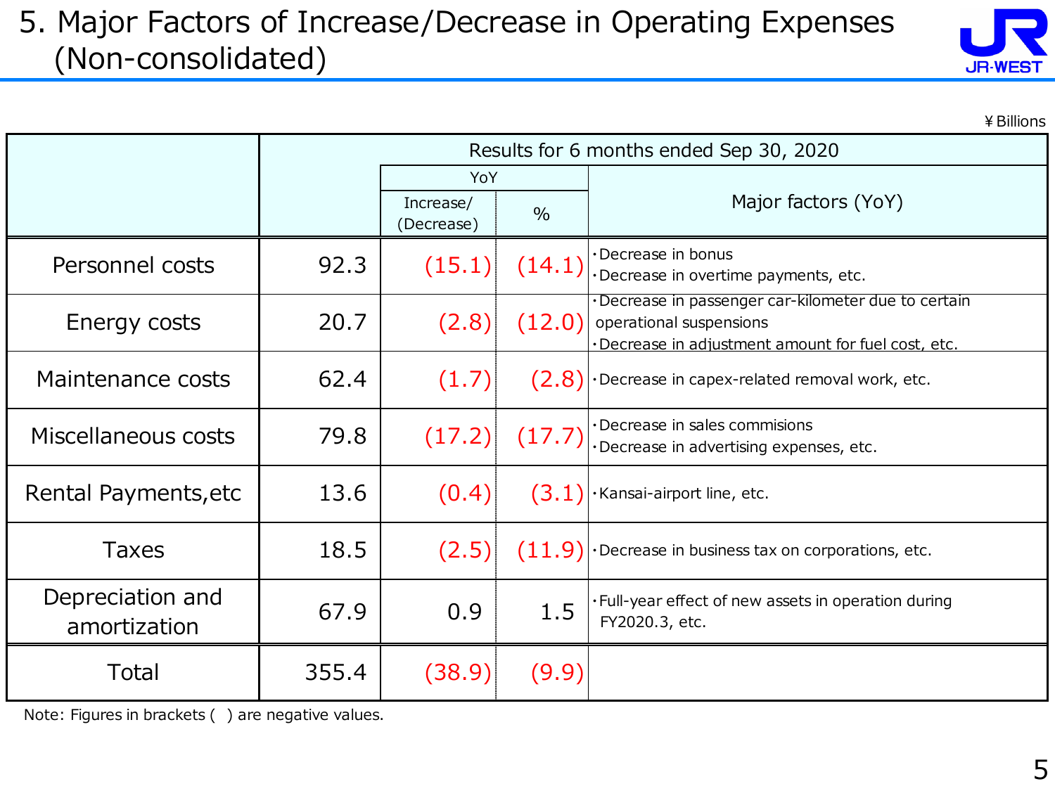# 5. Major Factors of Increase/Decrease in Operating Expenses (Non-consolidated)

¥Billions

| | Results for 6 months ended Sep 30, 2020 | | | |
|---|---|---|---|---|
| | | YoY | | Major factors (YoY) |
| | | Increase/ (Decrease) | % | |
| Personnel costs | 92.3 | (15.1) | (14.1) | ・Decrease in bonus<br>・Decrease in overtime payments, etc. |
| Energy costs | 20.7 | (2.8) | (12.0) | ・Decrease in passenger car-kilometer due to certain operational suspensions<br>・Decrease in adjustment amount for fuel cost, etc. |
| Maintenance costs | 62.4 | (1.7) | (2.8) | ・Decrease in capex-related removal work, etc. |
| Miscellaneous costs | 79.8 | (17.2) | (17.7) | ・Decrease in sales commisions<br>・Decrease in advertising expenses, etc. |
| Rental Payments,etc | 13.6 | (0.4) | (3.1) | ・Kansai-airport line, etc. |
| Taxes | 18.5 | (2.5) | (11.9) | ・Decrease in business tax on corporations, etc. |
| Depreciation and amortization | 67.9 | 0.9 | 1.5 | ・Full-year effect of new assets in operation during FY2020.3, etc. |
| Total | 355.4 | (38.9) | (9.9) | |

Note: Figures in brackets ( ) are negative values.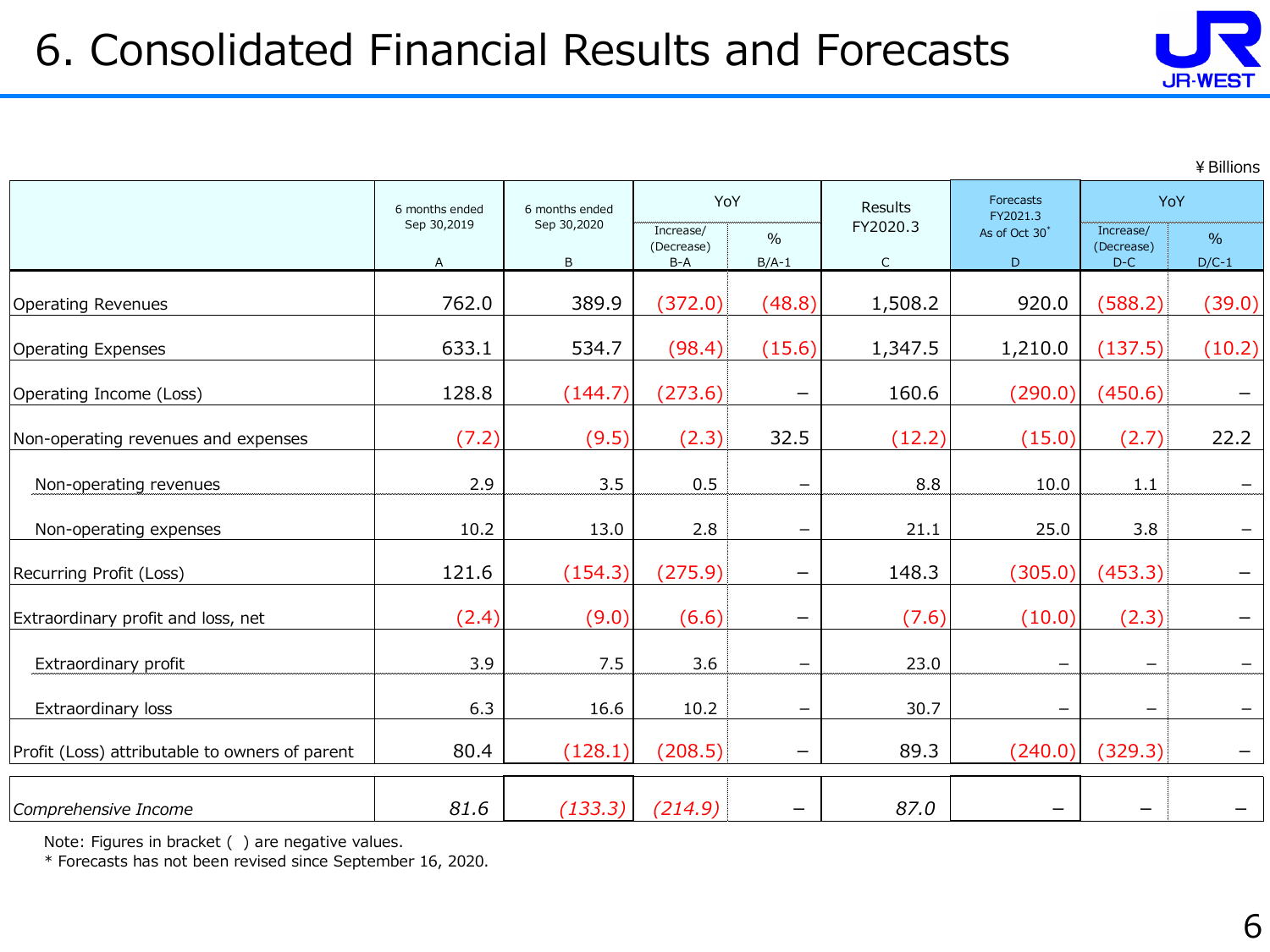# 6. Consolidated Financial Results and Forecasts

¥ Billions

| | 6 months ended Sep 30,2019 A | 6 months ended Sep 30,2020 B | YoY Increase/ (Decrease) B-A | YoY % B/A-1 | Results FY2020.3 C | Forecasts FY2021.3 As of Oct 30* D | YoY Increase/ (Decrease) D-C | YoY % D/C-1 |
|---|---|---|---|---|---|---|---|---|
| Operating Revenues | 762.0 | 389.9 | (372.0) | (48.8) | 1,508.2 | 920.0 | (588.2) | (39.0) |
| Operating Expenses | 633.1 | 534.7 | (98.4) | (15.6) | 1,347.5 | 1,210.0 | (137.5) | (10.2) |
| Operating Income (Loss) | 128.8 | (144.7) | (273.6) | – | 160.6 | (290.0) | (450.6) | – |
| Non-operating revenues and expenses | (7.2) | (9.5) | (2.3) | 32.5 | (12.2) | (15.0) | (2.7) | 22.2 |
| Non-operating revenues | 2.9 | 3.5 | 0.5 | – | 8.8 | 10.0 | 1.1 | – |
| Non-operating expenses | 10.2 | 13.0 | 2.8 | – | 21.1 | 25.0 | 3.8 | – |
| Recurring Profit (Loss) | 121.6 | (154.3) | (275.9) | – | 148.3 | (305.0) | (453.3) | – |
| Extraordinary profit and loss, net | (2.4) | (9.0) | (6.6) | – | (7.6) | (10.0) | (2.3) | – |
| Extraordinary profit | 3.9 | 7.5 | 3.6 | – | 23.0 | – | – | – |
| Extraordinary loss | 6.3 | 16.6 | 10.2 | – | 30.7 | – | – | – |
| Profit (Loss) attributable to owners of parent | 80.4 | (128.1) | (208.5) | – | 89.3 | (240.0) | (329.3) | – |
| *Comprehensive Income* | *81.6* | *(133.3)* | *(214.9)* | – | *87.0* | – | – | – |

Note: Figures in bracket ( ) are negative values.

\* Forecasts has not been revised since September 16, 2020.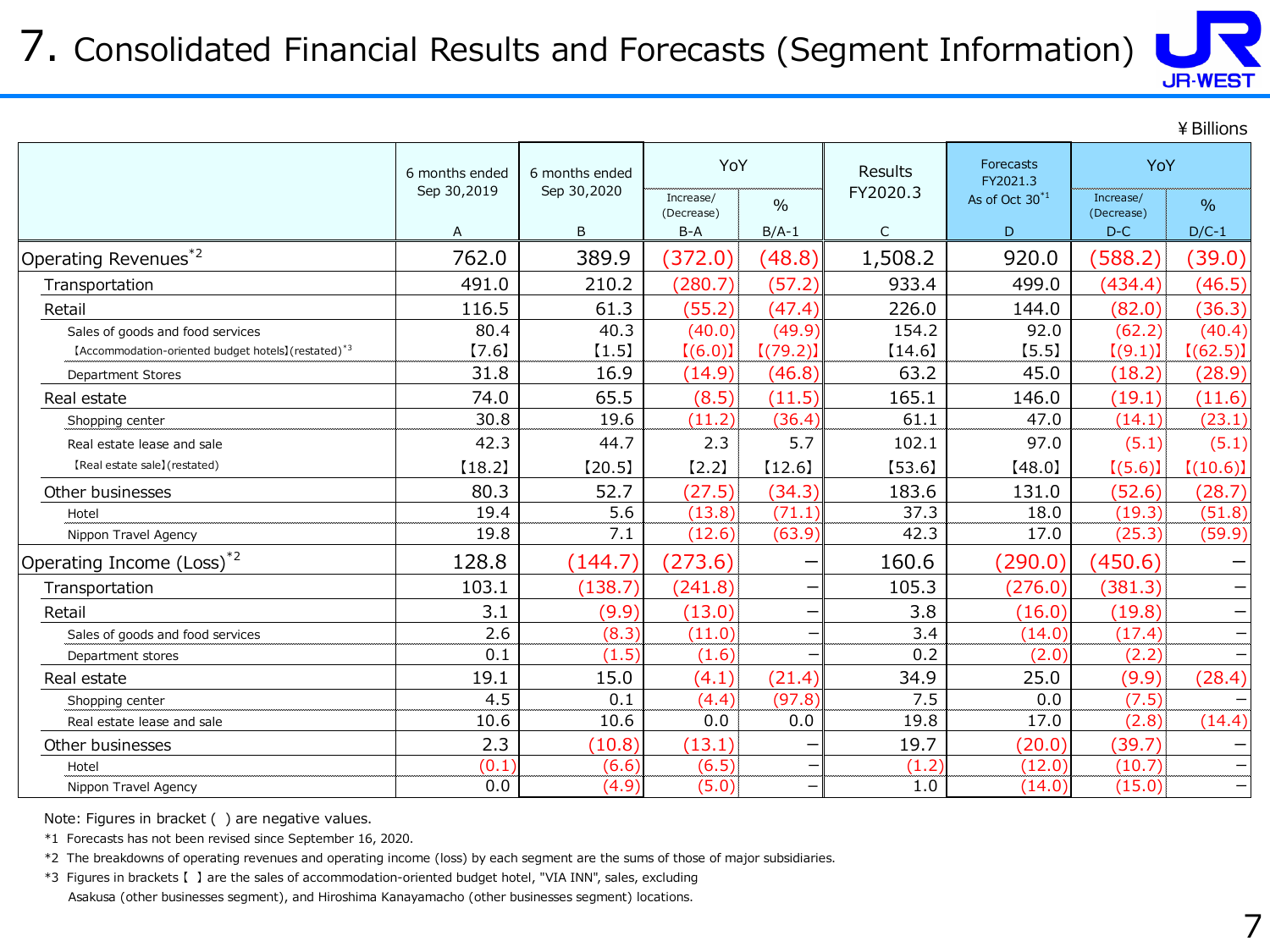# 7. Consolidated Financial Results and Forecasts (Segment Information)

¥Billions

| | 6 months ended Sep 30,2019 | 6 months ended Sep 30,2020 | YoY | | Results FY2020.3 | Forecasts FY2021.3 As of Oct 30[*1] | YoY | |
|---|---|---|---|---|---|---|---|---|
| | | | Increase/ (Decrease) | % | | | Increase/ (Decrease) | % |
| | A | B | B-A | B/A-1 | C | D | D-C | D/C-1 |
| Operating Revenues[*2] | 762.0 | 389.9 | (372.0) | (48.8) | 1,508.2 | 920.0 | (588.2) | (39.0) |
| Transportation | 491.0 | 210.2 | (280.7) | (57.2) | 933.4 | 499.0 | (434.4) | (46.5) |
| Retail | 116.5 | 61.3 | (55.2) | (47.4) | 226.0 | 144.0 | (82.0) | (36.3) |
| Sales of goods and food services | 80.4 | 40.3 | (40.0) | (49.9) | 154.2 | 92.0 | (62.2) | (40.4) |
| 【Accommodation-oriented budget hotels】(restated)[*3] | 【7.6】 | 【1.5】 | 【(6.0)】 | 【(79.2)】 | 【14.6】 | 【5.5】 | 【(9.1)】 | 【(62.5)】 |
| Department Stores | 31.8 | 16.9 | (14.9) | (46.8) | 63.2 | 45.0 | (18.2) | (28.9) |
| Real estate | 74.0 | 65.5 | (8.5) | (11.5) | 165.1 | 146.0 | (19.1) | (11.6) |
| Shopping center | 30.8 | 19.6 | (11.2) | (36.4) | 61.1 | 47.0 | (14.1) | (23.1) |
| Real estate lease and sale | 42.3 | 44.7 | 2.3 | 5.7 | 102.1 | 97.0 | (5.1) | (5.1) |
| 【Real estate sale】(restated) | 【18.2】 | 【20.5】 | 【2.2】 | 【12.6】 | 【53.6】 | 【48.0】 | 【(5.6)】 | 【(10.6)】 |
| Other businesses | 80.3 | 52.7 | (27.5) | (34.3) | 183.6 | 131.0 | (52.6) | (28.7) |
| Hotel | 19.4 | 5.6 | (13.8) | (71.1) | 37.3 | 18.0 | (19.3) | (51.8) |
| Nippon Travel Agency | 19.8 | 7.1 | (12.6) | (63.9) | 42.3 | 17.0 | (25.3) | (59.9) |
| Operating Income (Loss)[*2] | 128.8 | (144.7) | (273.6) | – | 160.6 | (290.0) | (450.6) | – |
| Transportation | 103.1 | (138.7) | (241.8) | – | 105.3 | (276.0) | (381.3) | – |
| Retail | 3.1 | (9.9) | (13.0) | – | 3.8 | (16.0) | (19.8) | – |
| Sales of goods and food services | 2.6 | (8.3) | (11.0) | – | 3.4 | (14.0) | (17.4) | – |
| Department stores | 0.1 | (1.5) | (1.6) | – | 0.2 | (2.0) | (2.2) | – |
| Real estate | 19.1 | 15.0 | (4.1) | (21.4) | 34.9 | 25.0 | (9.9) | (28.4) |
| Shopping center | 4.5 | 0.1 | (4.4) | (97.8) | 7.5 | 0.0 | (7.5) | – |
| Real estate lease and sale | 10.6 | 10.6 | 0.0 | 0.0 | 19.8 | 17.0 | (2.8) | (14.4) |
| Other businesses | 2.3 | (10.8) | (13.1) | – | 19.7 | (20.0) | (39.7) | – |
| Hotel | (0.1) | (6.6) | (6.5) | – | (1.2) | (12.0) | (10.7) | – |
| Nippon Travel Agency | 0.0 | (4.9) | (5.0) | – | 1.0 | (14.0) | (15.0) | – |

Note: Figures in bracket ( ) are negative values.

*1 Forecasts has not been revised since September 16, 2020.

*2 The breakdowns of operating revenues and operating income (loss) by each segment are the sums of those of major subsidiaries.

*3 Figures in brackets【 】are the sales of accommodation-oriented budget hotel, "VIA INN", sales, excluding Asakusa (other businesses segment), and Hiroshima Kanayamacho (other businesses segment) locations.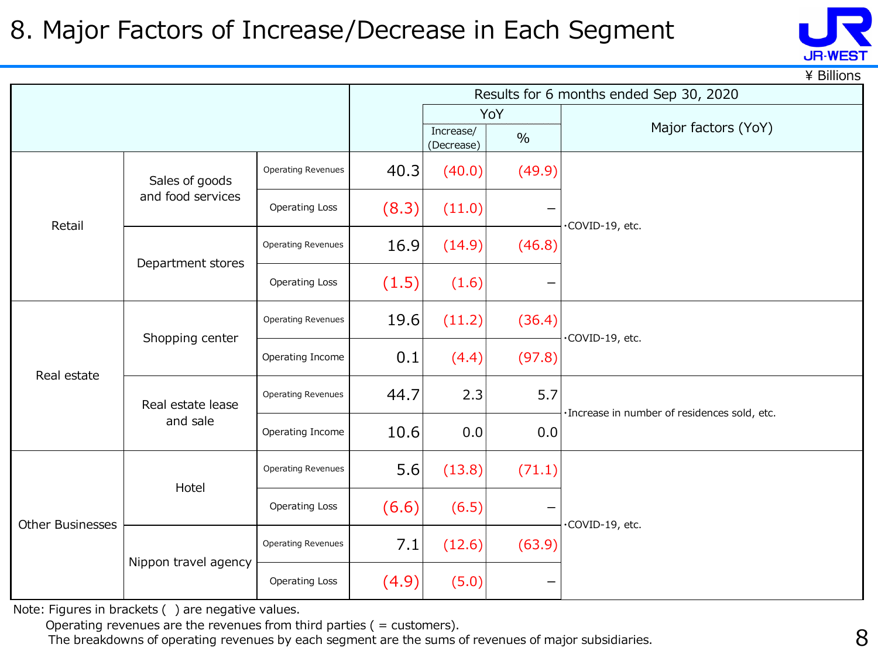# 8. Major Factors of Increase/Decrease in Each Segment

¥ Billions

| | | | Results for 6 months ended Sep 30, 2020 | | | |
|---|---|---|---|---|---|---|
| | | | | YoY | | Major factors (YoY) |
| | | | | Increase/ (Decrease) | % | |
| Retail | Sales of goods and food services | Operating Revenues | 40.3 | (40.0) | (49.9) | ･COVID-19, etc. |
| | | Operating Loss | (8.3) | (11.0) | – | |
| | Department stores | Operating Revenues | 16.9 | (14.9) | (46.8) | |
| | | Operating Loss | (1.5) | (1.6) | – | |
| Real estate | Shopping center | Operating Revenues | 19.6 | (11.2) | (36.4) | ･COVID-19, etc. |
| | | Operating Income | 0.1 | (4.4) | (97.8) | |
| | Real estate lease and sale | Operating Revenues | 44.7 | 2.3 | 5.7 | ･Increase in number of residences sold, etc. |
| | | Operating Income | 10.6 | 0.0 | 0.0 | |
| Other Businesses | Hotel | Operating Revenues | 5.6 | (13.8) | (71.1) | ･COVID-19, etc. |
| | | Operating Loss | (6.6) | (6.5) | – | |
| | Nippon travel agency | Operating Revenues | 7.1 | (12.6) | (63.9) | |
| | | Operating Loss | (4.9) | (5.0) | – | |

Note: Figures in brackets ( ) are negative values.
Operating revenues are the revenues from third parties ( = customers).
The breakdowns of operating revenues by each segment are the sums of revenues of major subsidiaries.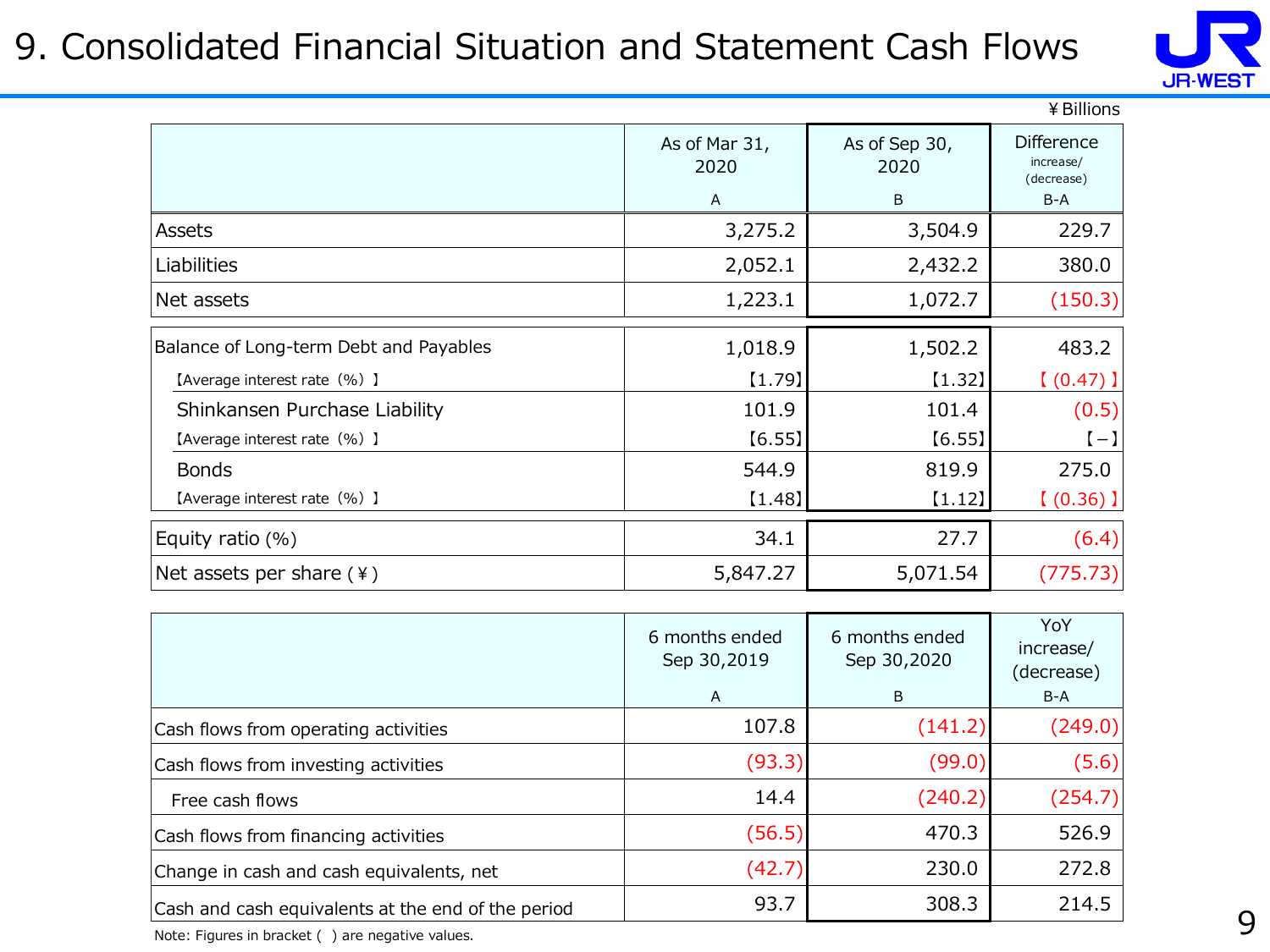# 9. Consolidated Financial Situation and Statement Cash Flows

¥Billions

| | As of Mar 31, 2020<br>A | As of Sep 30, 2020<br>B | Difference increase/ (decrease)<br>B-A |
|---|---|---|---|
| Assets | 3,275.2 | 3,504.9 | 229.7 |
| Liabilities | 2,052.1 | 2,432.2 | 380.0 |
| Net assets | 1,223.1 | 1,072.7 | (150.3) |

| | | | |
|---|---|---|---|
| Balance of Long-term Debt and Payables | 1,018.9 | 1,502.2 | 483.2 |
| 【Average interest rate (%)】 | 【1.79】 | 【1.32】 | 【(0.47)】 |
| Shinkansen Purchase Liability | 101.9 | 101.4 | (0.5) |
| 【Average interest rate (%)】 | 【6.55】 | 【6.55】 | 【−】 |
| Bonds | 544.9 | 819.9 | 275.0 |
| 【Average interest rate (%)】 | 【1.48】 | 【1.12】 | 【(0.36)】 |

| | | | |
|---|---|---|---|
| Equity ratio (%) | 34.1 | 27.7 | (6.4) |
| Net assets per share (¥) | 5,847.27 | 5,071.54 | (775.73) |

| | 6 months ended Sep 30,2019<br>A | 6 months ended Sep 30,2020<br>B | YoY increase/ (decrease)<br>B-A |
|---|---|---|---|
| Cash flows from operating activities | 107.8 | (141.2) | (249.0) |
| Cash flows from investing activities | (93.3) | (99.0) | (5.6) |
| Free cash flows | 14.4 | (240.2) | (254.7) |
| Cash flows from financing activities | (56.5) | 470.3 | 526.9 |
| Change in cash and cash equivalents, net | (42.7) | 230.0 | 272.8 |
| Cash and cash equivalents at the end of the period | 93.7 | 308.3 | 214.5 |

Note: Figures in bracket ( ) are negative values.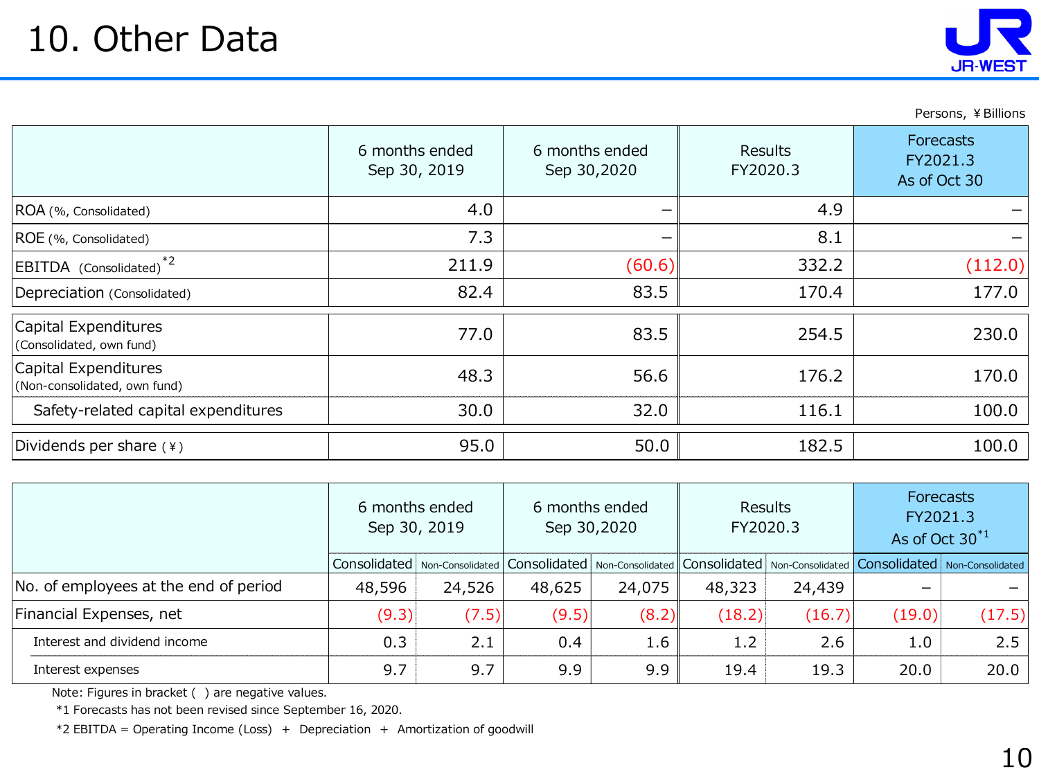# 10. Other Data

Persons, ¥Billions

| | 6 months ended Sep 30, 2019 | 6 months ended Sep 30,2020 | Results FY2020.3 | Forecasts FY2021.3 As of Oct 30 |
|---|---|---|---|---|
| ROA (%, Consolidated) | 4.0 | – | 4.9 | – |
| ROE (%, Consolidated) | 7.3 | – | 8.1 | – |
| EBITDA (Consolidated)*2 | 211.9 | (60.6) | 332.2 | (112.0) |
| Depreciation (Consolidated) | 82.4 | 83.5 | 170.4 | 177.0 |
| Capital Expenditures (Consolidated, own fund) | 77.0 | 83.5 | 254.5 | 230.0 |
| Capital Expenditures (Non-consolidated, own fund) | 48.3 | 56.6 | 176.2 | 170.0 |
| Safety-related capital expenditures | 30.0 | 32.0 | 116.1 | 100.0 |
| Dividends per share (¥) | 95.0 | 50.0 | 182.5 | 100.0 |

| | 6 months ended Sep 30, 2019 | | 6 months ended Sep 30,2020 | | Results FY2020.3 | | Forecasts FY2021.3 As of Oct 30*1 | |
|---|---|---|---|---|---|---|---|---|
| | Consolidated | Non-Consolidated | Consolidated | Non-Consolidated | Consolidated | Non-Consolidated | Consolidated | Non-Consolidated |
| No. of employees at the end of period | 48,596 | 24,526 | 48,625 | 24,075 | 48,323 | 24,439 | – | – |
| Financial Expenses, net | (9.3) | (7.5) | (9.5) | (8.2) | (18.2) | (16.7) | (19.0) | (17.5) |
| Interest and dividend income | 0.3 | 2.1 | 0.4 | 1.6 | 1.2 | 2.6 | 1.0 | 2.5 |
| Interest expenses | 9.7 | 9.7 | 9.9 | 9.9 | 19.4 | 19.3 | 20.0 | 20.0 |

Note: Figures in bracket ( ) are negative values.

*1 Forecasts has not been revised since September 16, 2020.

*2 EBITDA = Operating Income (Loss) + Depreciation + Amortization of goodwill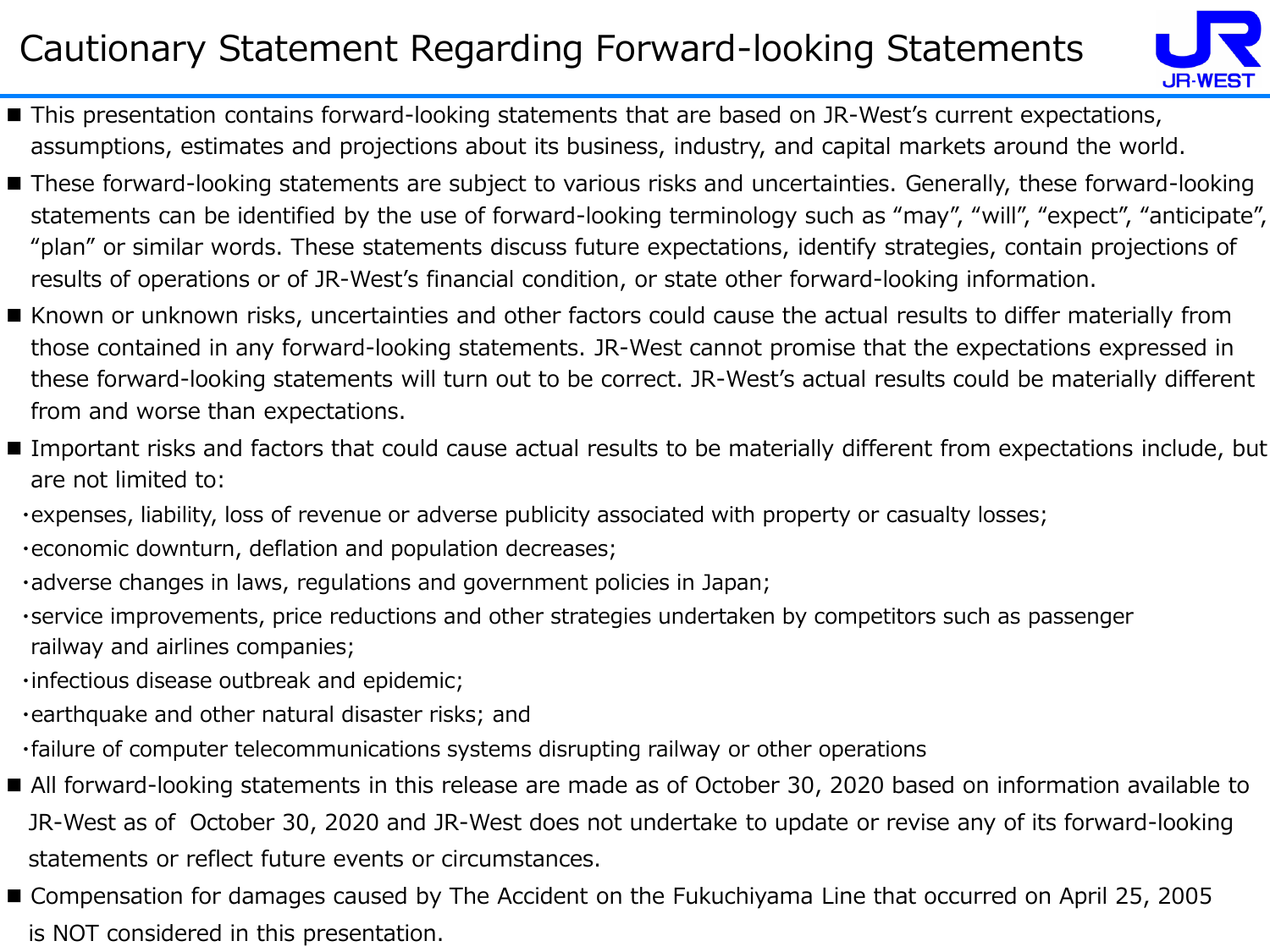# Cautionary Statement Regarding Forward-looking Statements

- This presentation contains forward-looking statements that are based on JR-West's current expectations, assumptions, estimates and projections about its business, industry, and capital markets around the world.
- These forward-looking statements are subject to various risks and uncertainties. Generally, these forward-looking statements can be identified by the use of forward-looking terminology such as "may", "will", "expect", "anticipate", "plan" or similar words. These statements discuss future expectations, identify strategies, contain projections of results of operations or of JR-West's financial condition, or state other forward-looking information.
- Known or unknown risks, uncertainties and other factors could cause the actual results to differ materially from those contained in any forward-looking statements. JR-West cannot promise that the expectations expressed in these forward-looking statements will turn out to be correct. JR-West's actual results could be materially different from and worse than expectations.
- Important risks and factors that could cause actual results to be materially different from expectations include, but are not limited to:
  - expenses, liability, loss of revenue or adverse publicity associated with property or casualty losses;
  - economic downturn, deflation and population decreases;
  - adverse changes in laws, regulations and government policies in Japan;
  - service improvements, price reductions and other strategies undertaken by competitors such as passenger railway and airlines companies;
  - infectious disease outbreak and epidemic;
  - earthquake and other natural disaster risks; and
  - failure of computer telecommunications systems disrupting railway or other operations
- All forward-looking statements in this release are made as of October 30, 2020 based on information available to JR-West as of October 30, 2020 and JR-West does not undertake to update or revise any of its forward-looking statements or reflect future events or circumstances.
- Compensation for damages caused by The Accident on the Fukuchiyama Line that occurred on April 25, 2005 is NOT considered in this presentation.